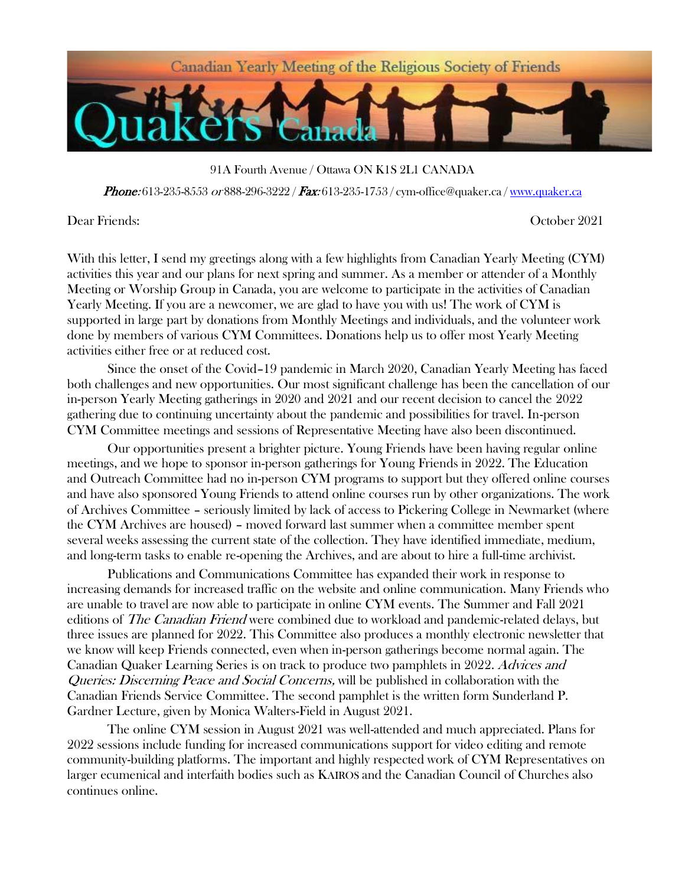Canadian Yearly Meeting of the Religious Society of Friends

# Quakers Canada

91A Fourth Avenue / Ottawa ON K1S 2L1 CANADA

*Phone:* 613-235-8553 *or* 888-296-3222 / *Fax:* 613-235-1753 / cym-office@quaker.ca / www.quaker.ca

Dear Friends: October 2021

With this letter, I send my greetings along with a few highlights from Canadian Yearly Meeting (CYM) activities this year and our plans for next spring and summer. As a member or attender of a Monthly Meeting or Worship Group in Canada, you are welcome to participate in the activities of Canadian Yearly Meeting. If you are a newcomer, we are glad to have you with us! The work of CYM is supported in large part by donations from Monthly Meetings and individuals, and the volunteer work done by members of various CYM Committees. Donations help us to offer most Yearly Meeting activities either free or at reduced cost.

Since the onset of the Covid–19 pandemic in March 2020, Canadian Yearly Meeting has faced both challenges and new opportunities. Our most significant challenge has been the cancellation of our in-person Yearly Meeting gatherings in 2020 and 2021 and our recent decision to cancel the 2022 gathering due to continuing uncertainty about the pandemic and possibilities for travel. In-person CYM Committee meetings and sessions of Representative Meeting have also been discontinued.

Our opportunities present a brighter picture. Young Friends have been having regular online meetings, and we hope to sponsor in-person gatherings for Young Friends in 2022. The Education and Outreach Committee had no in-person CYM programs to support but they offered online courses and have also sponsored Young Friends to attend online courses run by other organizations. The work of Archives Committee – seriously limited by lack of access to Pickering College in Newmarket (where the CYM Archives are housed) – moved forward last summer when a committee member spent several weeks assessing the current state of the collection. They have identified immediate, medium, and long-term tasks to enable re-opening the Archives, and are about to hire a full-time archivist.

Publications and Communications Committee has expanded their work in response to increasing demands for increased traffic on the website and online communication. Many Friends who are unable to travel are now able to participate in online CYM events. The Summer and Fall 2021 editions of *The Canadian Friend* were combined due to workload and pandemic-related delays, but three issues are planned for 2022. This Committee also produces a monthly electronic newsletter that we know will keep Friends connected, even when in-person gatherings become normal again. The Canadian Quaker Learning Series is on track to produce two pamphlets in 2022. *Advices and Queries: Discerning Peace and Social Concerns,* will be published in collaboration with the Canadian Friends Service Committee. The second pamphlet is the written form Sunderland P. Gardner Lecture, given by Monica Walters-Field in August 2021.

The online CYM session in August 2021 was well-attended and much appreciated. Plans for 2022 sessions include funding for increased communications support for video editing and remote community-building platforms. The important and highly respected work of CYM Representatives on larger ecumenical and interfaith bodies such as KAIROS and the Canadian Council of Churches also continues online.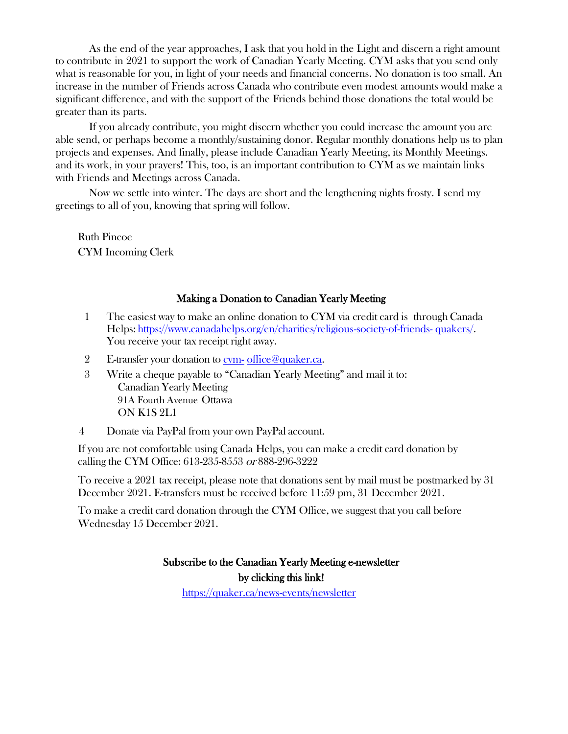As the end of the year approaches, I ask that you hold in the Light and discern a right amount to contribute in 2021 to support the work of Canadian Yearly Meeting. CYM asks that you send only what is reasonable for you, in light of your needs and financial concerns. No donation is too small. An increase in the number of Friends across Canada who contribute even modest amounts would make a significant difference, and with the support of the Friends behind those donations the total would be greater than its parts.

If you already contribute, you might discern whether you could increase the amount you are able send, or perhaps become a monthly/sustaining donor. Regular monthly donations help us to plan projects and expenses. And finally, please include Canadian Yearly Meeting, its Monthly Meetings. and its work, in your prayers! This, too, is an important contribution to CYM as we maintain links with Friends and Meetings across Canada.

Now we settle into winter. The days are short and the lengthening nights frosty. I send my greetings to all of you, knowing that spring will follow.

Ruth Pincoe
CYM Incoming Clerk

## Making a Donation to Canadian Yearly Meeting

1. The easiest way to make an online donation to CYM via credit card is through Canada Helps: https://www.canadahelps.org/en/charities/religious-society-of-friends-quakers/. You receive your tax receipt right away.
2. E-transfer your donation to cym-office@quaker.ca.
3. Write a cheque payable to "Canadian Yearly Meeting" and mail it to:
   Canadian Yearly Meeting
   91A Fourth Avenue Ottawa
   ON K1S 2L1
4. Donate via PayPal from your own PayPal account.

If you are not comfortable using Canada Helps, you can make a credit card donation by calling the CYM Office: 613-235-8553 *or* 888-296-3222

To receive a 2021 tax receipt, please note that donations sent by mail must be postmarked by 31 December 2021. E-transfers must be received before 11:59 pm, 31 December 2021.

To make a credit card donation through the CYM Office, we suggest that you call before Wednesday 15 December 2021.

**Subscribe to the Canadian Yearly Meeting e-newsletter by clicking this link!**

https://quaker.ca/news-events/newsletter